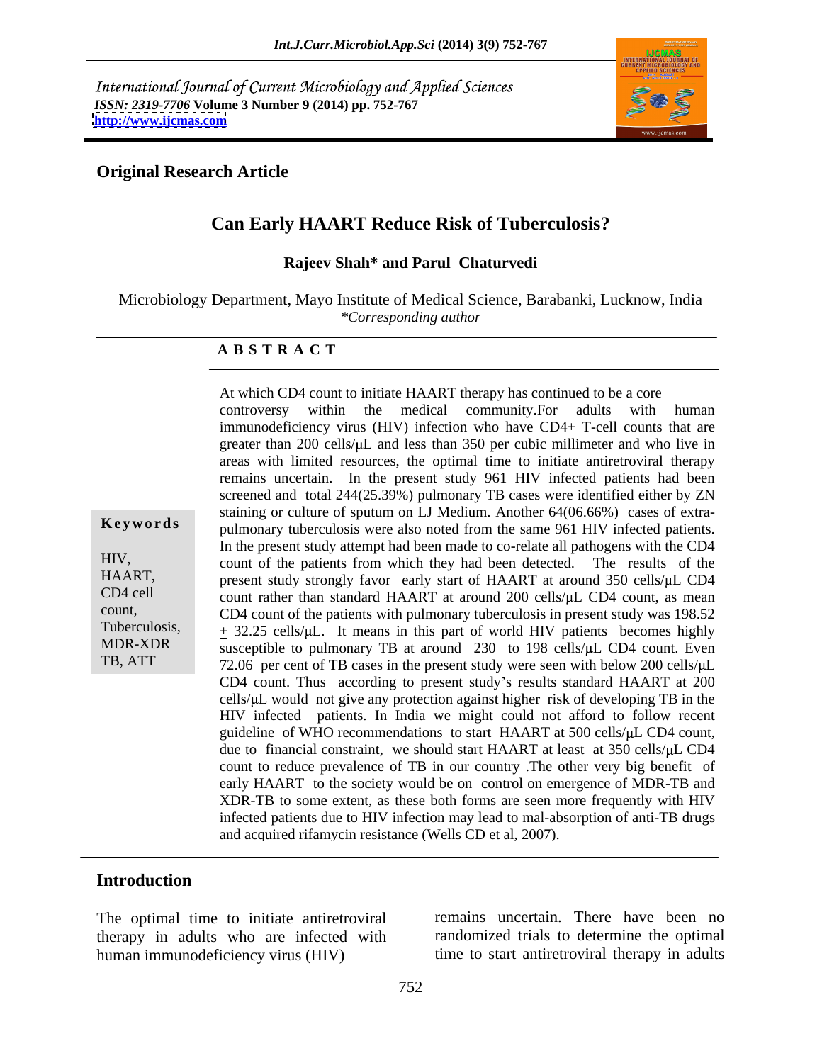International Journal of Current Microbiology and Applied Sciences
*ISSN: 2319-7706* **Volume 3 Number 9 (2014) pp. 752-767**
**http://www.ijcmas.com**

**Original Research Article**

# Can Early HAART Reduce Risk of Tuberculosis?

**Rajeev Shah\* and Parul Chaturvedi**

Microbiology Department, Mayo Institute of Medical Science, Barabanki, Lucknow, India
*\*Corresponding author*

## ABSTRACT

**Keywords**

HIV, HAART, CD4 cell count, Tuberculosis, MDR-XDR TB, ATT

At which CD4 count to initiate HAART therapy has continued to be a core controversy within the medical community.For adults with human immunodeficiency virus (HIV) infection who have CD4+ T-cell counts that are greater than 200 cells/μL and less than 350 per cubic millimeter and who live in areas with limited resources, the optimal time to initiate antiretroviral therapy remains uncertain. In the present study 961 HIV infected patients had been screened and total 244(25.39%) pulmonary TB cases were identified either by ZN staining or culture of sputum on LJ Medium. Another 64(06.66%) cases of extra-pulmonary tuberculosis were also noted from the same 961 HIV infected patients. In the present study attempt had been made to co-relate all pathogens with the CD4 count of the patients from which they had been detected. The results of the present study strongly favor early start of HAART at around 350 cells/μL CD4 count rather than standard HAART at around 200 cells/μL CD4 count, as mean CD4 count of the patients with pulmonary tuberculosis in present study was 198.52 $\pm$ 32.25 cells/μL. It means in this part of world HIV patients becomes highly susceptible to pulmonary TB at around 230 to 198 cells/μL CD4 count. Even 72.06 per cent of TB cases in the present study were seen with below 200 cells/μL CD4 count. Thus according to present study's results standard HAART at 200 cells/μL would not give any protection against higher risk of developing TB in the HIV infected patients. In India we might could not afford to follow recent guideline of WHO recommendations to start HAART at 500 cells/μL CD4 count, due to financial constraint, we should start HAART at least at 350 cells/μL CD4 count to reduce prevalence of TB in our country .The other very big benefit of early HAART to the society would be on control on emergence of MDR-TB and XDR-TB to some extent, as these both forms are seen more frequently with HIV infected patients due to HIV infection may lead to mal-absorption of anti-TB drugs and acquired rifamycin resistance (Wells CD et al, 2007).

## Introduction

The optimal time to initiate antiretroviral therapy in adults who are infected with human immunodeficiency virus (HIV) remains uncertain. There have been no randomized trials to determine the optimal time to start antiretroviral therapy in adults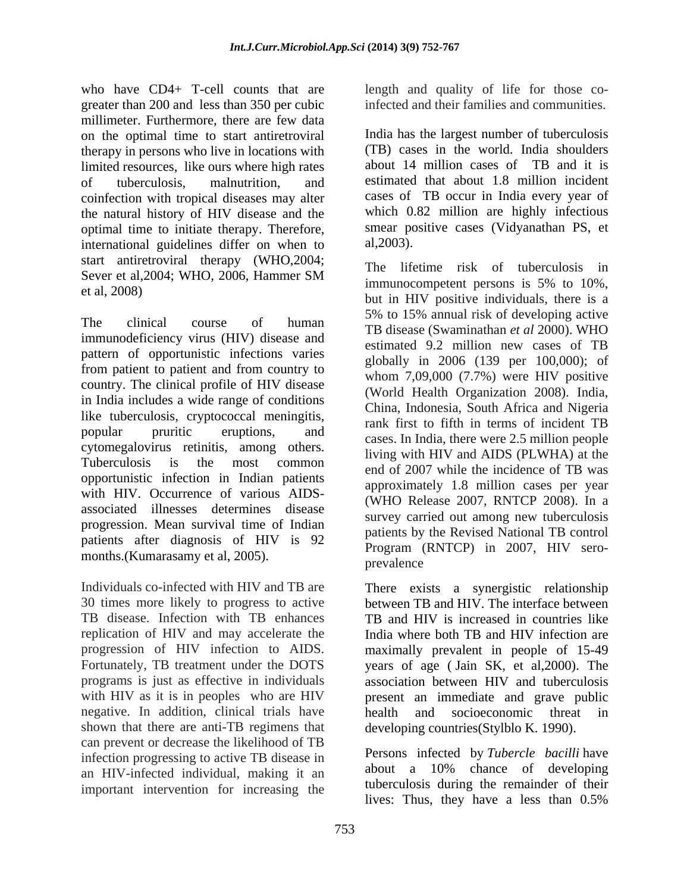who have CD4+ T-cell counts that are greater than 200 and less than 350 per cubic millimeter. Furthermore, there are few data on the optimal time to start antiretroviral therapy in persons who live in locations with limited resources, like ours where high rates of tuberculosis, malnutrition, and coinfection with tropical diseases may alter the natural history of HIV disease and the optimal time to initiate therapy. Therefore, international guidelines differ on when to start antiretroviral therapy (WHO,2004; Sever et al,2004; WHO, 2006, Hammer SM et al, 2008)

The clinical course of human immunodeficiency virus (HIV) disease and pattern of opportunistic infections varies from patient to patient and from country to country. The clinical profile of HIV disease in India includes a wide range of conditions like tuberculosis, cryptococcal meningitis, popular pruritic eruptions, and cytomegalovirus retinitis, among others. Tuberculosis is the most common opportunistic infection in Indian patients with HIV. Occurrence of various AIDS-associated illnesses determines disease progression. Mean survival time of Indian patients after diagnosis of HIV is 92 months.(Kumarasamy et al, 2005).

Individuals co-infected with HIV and TB are 30 times more likely to progress to active TB disease. Infection with TB enhances replication of HIV and may accelerate the progression of HIV infection to AIDS. Fortunately, TB treatment under the DOTS programs is just as effective in individuals with HIV as it is in peoples who are HIV negative. In addition, clinical trials have shown that there are anti-TB regimens that can prevent or decrease the likelihood of TB infection progressing to active TB disease in an HIV-infected individual, making it an important intervention for increasing the length and quality of life for those co-infected and their families and communities.

India has the largest number of tuberculosis (TB) cases in the world. India shoulders about 14 million cases of TB and it is estimated that about 1.8 million incident cases of TB occur in India every year of which 0.82 million are highly infectious smear positive cases (Vidyanathan PS, et al,2003).

The lifetime risk of tuberculosis in immunocompetent persons is 5% to 10%, but in HIV positive individuals, there is a 5% to 15% annual risk of developing active TB disease (Swaminathan *et al* 2000). WHO estimated 9.2 million new cases of TB globally in 2006 (139 per 100,000); of whom 7,09,000 (7.7%) were HIV positive (World Health Organization 2008). India, China, Indonesia, South Africa and Nigeria rank first to fifth in terms of incident TB cases. In India, there were 2.5 million people living with HIV and AIDS (PLWHA) at the end of 2007 while the incidence of TB was approximately 1.8 million cases per year (WHO Release 2007, RNTCP 2008). In a survey carried out among new tuberculosis patients by the Revised National TB control Program (RNTCP) in 2007, HIV sero-prevalence

There exists a synergistic relationship between TB and HIV. The interface between TB and HIV is increased in countries like India where both TB and HIV infection are maximally prevalent in people of 15-49 years of age ( Jain SK, et al,2000). The association between HIV and tuberculosis present an immediate and grave public health and socioeconomic threat in developing countries(Stylblo K. 1990).

Persons infected by *Tubercle bacilli* have about a 10% chance of developing tuberculosis during the remainder of their lives: Thus, they have a less than 0.5%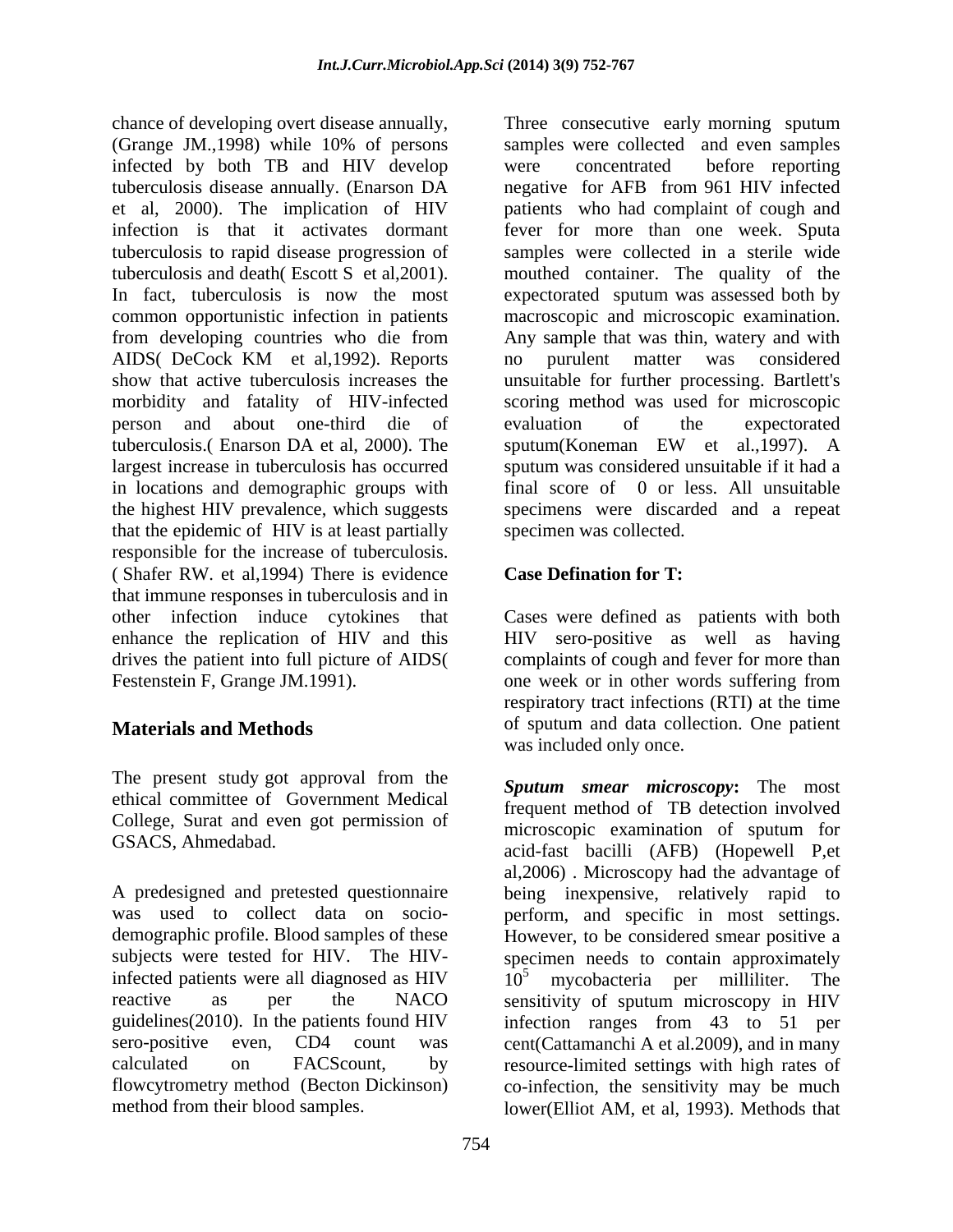chance of developing overt disease annually, (Grange JM.,1998) while 10% of persons infected by both TB and HIV develop tuberculosis disease annually. (Enarson DA et al, 2000). The implication of HIV infection is that it activates dormant tuberculosis to rapid disease progression of tuberculosis and death( Escott S et al,2001). In fact, tuberculosis is now the most common opportunistic infection in patients from developing countries who die from AIDS( DeCock KM et al,1992). Reports show that active tuberculosis increases the morbidity and fatality of HIV-infected person and about one-third die of tuberculosis.( Enarson DA et al, 2000). The largest increase in tuberculosis has occurred in locations and demographic groups with the highest HIV prevalence, which suggests that the epidemic of HIV is at least partially responsible for the increase of tuberculosis. ( Shafer RW. et al,1994) There is evidence that immune responses in tuberculosis and in other infection induce cytokines that enhance the replication of HIV and this drives the patient into full picture of AIDS( Festenstein F, Grange JM.1991).

## Materials and Methods

The present study got approval from the ethical committee of Government Medical College, Surat and even got permission of GSACS, Ahmedabad.

A predesigned and pretested questionnaire was used to collect data on socio-demographic profile. Blood samples of these subjects were tested for HIV. The HIV-infected patients were all diagnosed as HIV reactive as per the NACO guidelines(2010). In the patients found HIV sero-positive even, CD4 count was calculated on FACScount, by flowcytometry method (Becton Dickinson) method from their blood samples.

Three consecutive early morning sputum samples were collected and even samples were concentrated before reporting negative for AFB from 961 HIV infected patients who had complaint of cough and fever for more than one week. Sputa samples were collected in a sterile wide mouthed container. The quality of the expectorated sputum was assessed both by macroscopic and microscopic examination. Any sample that was thin, watery and with no purulent matter was considered unsuitable for further processing. Bartlett's scoring method was used for microscopic evaluation of the expectorated sputum(Koneman EW et al.,1997). A sputum was considered unsuitable if it had a final score of 0 or less. All unsuitable specimens were discarded and a repeat specimen was collected.

### Case Defination for T:

Cases were defined as patients with both HIV sero-positive as well as having complaints of cough and fever for more than one week or in other words suffering from respiratory tract infections (RTI) at the time of sputum and data collection. One patient was included only once.

***Sputum smear microscopy*:** The most frequent method of TB detection involved microscopic examination of sputum for acid-fast bacilli (AFB) (Hopewell P,et al,2006) . Microscopy had the advantage of being inexpensive, relatively rapid to perform, and specific in most settings. However, to be considered smear positive a specimen needs to contain approximately $10^5$ mycobacteria per milliliter. The sensitivity of sputum microscopy in HIV infection ranges from 43 to 51 per cent(Cattamanchi A et al.2009), and in many resource-limited settings with high rates of co-infection, the sensitivity may be much lower(Elliot AM, et al, 1993). Methods that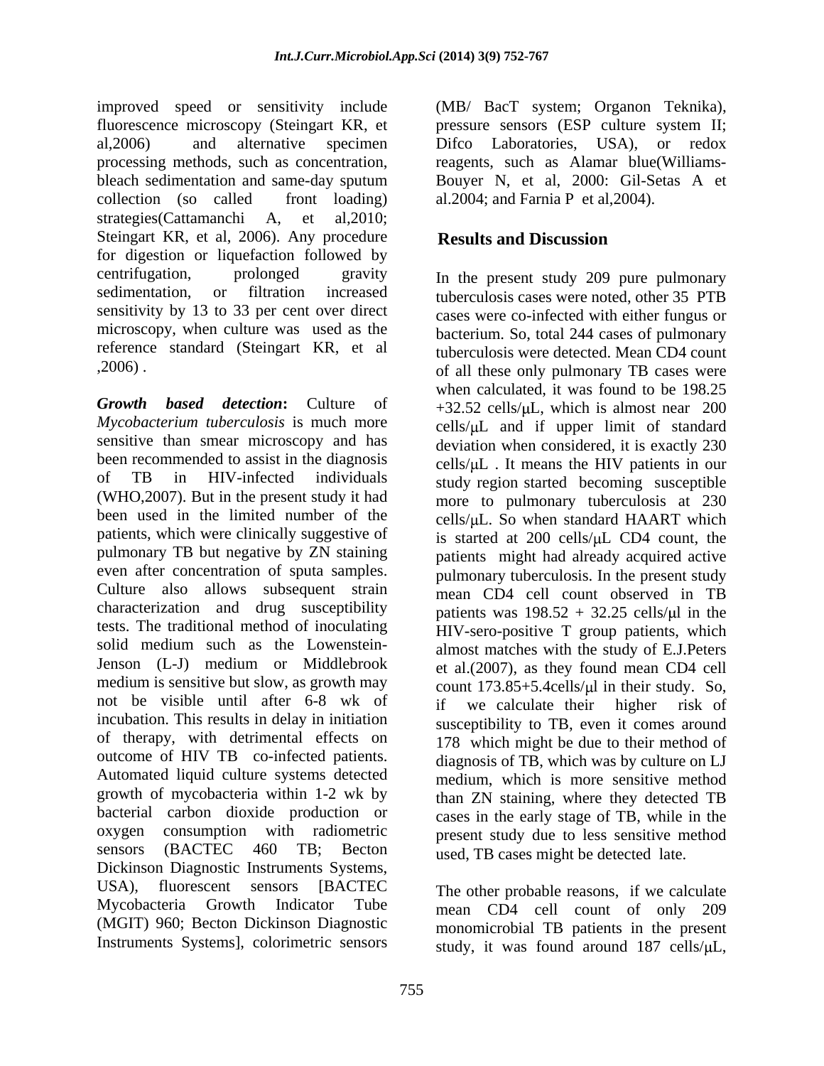improved speed or sensitivity include fluorescence microscopy (Steingart KR, et al,2006) and alternative specimen processing methods, such as concentration, bleach sedimentation and same-day sputum collection (so called front loading) strategies(Cattamanchi A, et al,2010; Steingart KR, et al, 2006). Any procedure for digestion or liquefaction followed by centrifugation, prolonged gravity sedimentation, or filtration increased sensitivity by 13 to 33 per cent over direct microscopy, when culture was used as the reference standard (Steingart KR, et al ,2006) .

***Growth based detection*:** Culture of *Mycobacterium tuberculosis* is much more sensitive than smear microscopy and has been recommended to assist in the diagnosis of TB in HIV-infected individuals (WHO,2007). But in the present study it had been used in the limited number of the patients, which were clinically suggestive of pulmonary TB but negative by ZN staining even after concentration of sputa samples. Culture also allows subsequent strain characterization and drug susceptibility tests. The traditional method of inoculating solid medium such as the Lowenstein-Jenson (L-J) medium or Middlebrook medium is sensitive but slow, as growth may not be visible until after 6-8 wk of incubation. This results in delay in initiation of therapy, with detrimental effects on outcome of HIV TB co-infected patients. Automated liquid culture systems detected growth of mycobacteria within 1-2 wk by bacterial carbon dioxide production or oxygen consumption with radiometric sensors (BACTEC 460 TB; Becton Dickinson Diagnostic Instruments Systems, USA), fluorescent sensors [BACTEC Mycobacteria Growth Indicator Tube (MGIT) 960; Becton Dickinson Diagnostic Instruments Systems], colorimetric sensors (MB/ BacT system; Organon Teknika), pressure sensors (ESP culture system II; Difco Laboratories, USA), or redox reagents, such as Alamar blue(Williams-Bouyer N, et al, 2000: Gil-Setas A et al.2004; and Farnia P et al,2004).

## Results and Discussion

In the present study 209 pure pulmonary tuberculosis cases were noted, other 35 PTB cases were co-infected with either fungus or bacterium. So, total 244 cases of pulmonary tuberculosis were detected. Mean CD4 count of all these only pulmonary TB cases were when calculated, it was found to be 198.25 +32.52 cells/μL, which is almost near 200 cells/μL and if upper limit of standard deviation when considered, it is exactly 230 cells/μL . It means the HIV patients in our study region started becoming susceptible more to pulmonary tuberculosis at 230 cells/μL. So when standard HAART which is started at 200 cells/μL CD4 count, the patients might had already acquired active pulmonary tuberculosis. In the present study mean CD4 cell count observed in TB patients was 198.52 + 32.25 cells/μl in the HIV-sero-positive T group patients, which almost matches with the study of E.J.Peters et al.(2007), as they found mean CD4 cell count 173.85+5.4cells/μl in their study. So, if we calculate their higher risk of susceptibility to TB, even it comes around 178 which might be due to their method of diagnosis of TB, which was by culture on LJ medium, which is more sensitive method than ZN staining, where they detected TB cases in the early stage of TB, while in the present study due to less sensitive method used, TB cases might be detected late.

The other probable reasons, if we calculate mean CD4 cell count of only 209 monomicrobial TB patients in the present study, it was found around 187 cells/μL,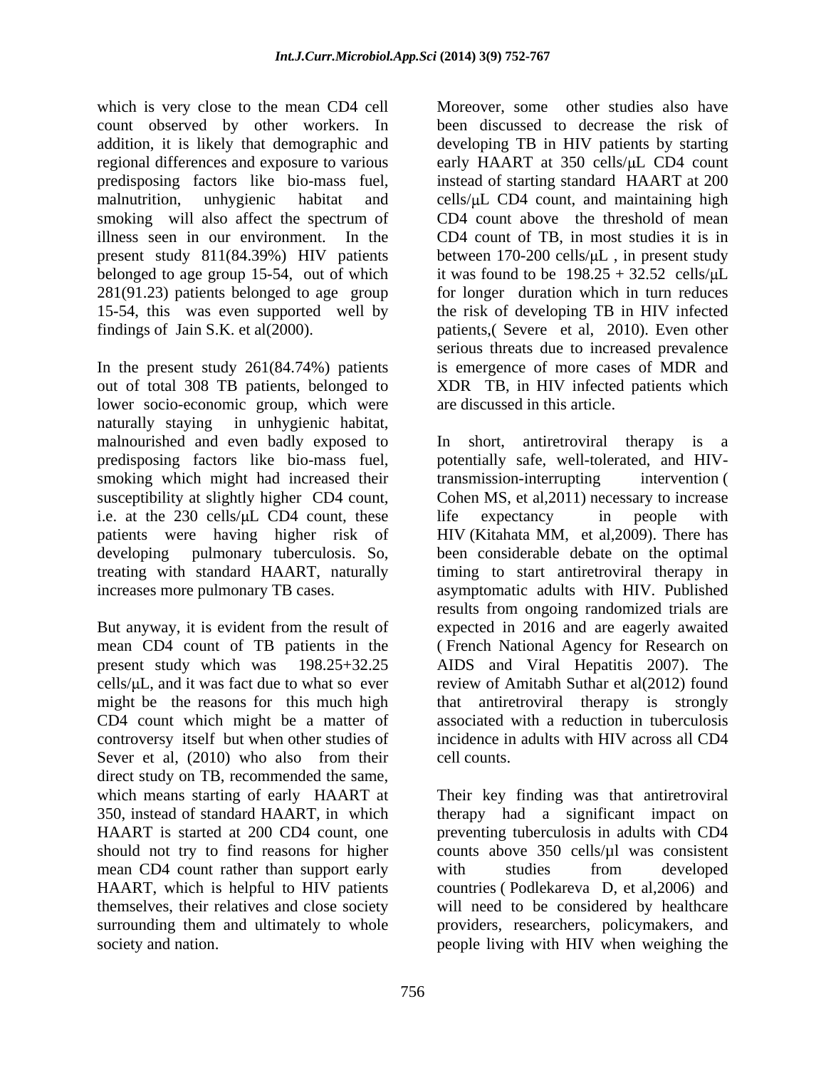which is very close to the mean CD4 cell count observed by other workers. In addition, it is likely that demographic and regional differences and exposure to various predisposing factors like bio-mass fuel, malnutrition, unhygienic habitat and smoking will also affect the spectrum of illness seen in our environment. In the present study 811(84.39%) HIV patients belonged to age group 15-54, out of which 281(91.23) patients belonged to age group 15-54, this was even supported well by findings of Jain S.K. et al(2000).

In the present study 261(84.74%) patients out of total 308 TB patients, belonged to lower socio-economic group, which were naturally staying in unhygienic habitat, malnourished and even badly exposed to predisposing factors like bio-mass fuel, smoking which might had increased their susceptibility at slightly higher CD4 count, i.e. at the 230 cells/μL CD4 count, these patients were having higher risk of developing pulmonary tuberculosis. So, treating with standard HAART, naturally increases more pulmonary TB cases.

But anyway, it is evident from the result of mean CD4 count of TB patients in the present study which was 198.25+32.25 cells/μL, and it was fact due to what so ever might be the reasons for this much high CD4 count which might be a matter of controversy itself but when other studies of Sever et al, (2010) who also from their direct study on TB, recommended the same, which means starting of early HAART at 350, instead of standard HAART, in which HAART is started at 200 CD4 count, one should not try to find reasons for higher mean CD4 count rather than support early HAART, which is helpful to HIV patients themselves, their relatives and close society surrounding them and ultimately to whole society and nation.

Moreover, some other studies also have been discussed to decrease the risk of developing TB in HIV patients by starting early HAART at 350 cells/μL CD4 count instead of starting standard HAART at 200 cells/μL CD4 count, and maintaining high CD4 count above the threshold of mean CD4 count of TB, in most studies it is in between 170-200 cells/μL , in present study it was found to be 198.25 + 32.52 cells/μL for longer duration which in turn reduces the risk of developing TB in HIV infected patients,( Severe et al, 2010). Even other serious threats due to increased prevalence is emergence of more cases of MDR and XDR TB, in HIV infected patients which are discussed in this article.

In short, antiretroviral therapy is a potentially safe, well-tolerated, and HIV-transmission-interrupting intervention ( Cohen MS, et al,2011) necessary to increase life expectancy in people with HIV (Kitahata MM, et al,2009). There has been considerable debate on the optimal timing to start antiretroviral therapy in asymptomatic adults with HIV. Published results from ongoing randomized trials are expected in 2016 and are eagerly awaited ( French National Agency for Research on AIDS and Viral Hepatitis 2007). The review of Amitabh Suthar et al(2012) found that antiretroviral therapy is strongly associated with a reduction in tuberculosis incidence in adults with HIV across all CD4 cell counts.

Their key finding was that antiretroviral therapy had a significant impact on preventing tuberculosis in adults with CD4 counts above 350 cells/μl was consistent with studies from developed countries ( Podlekareva D, et al,2006) and will need to be considered by healthcare providers, researchers, policymakers, and people living with HIV when weighing the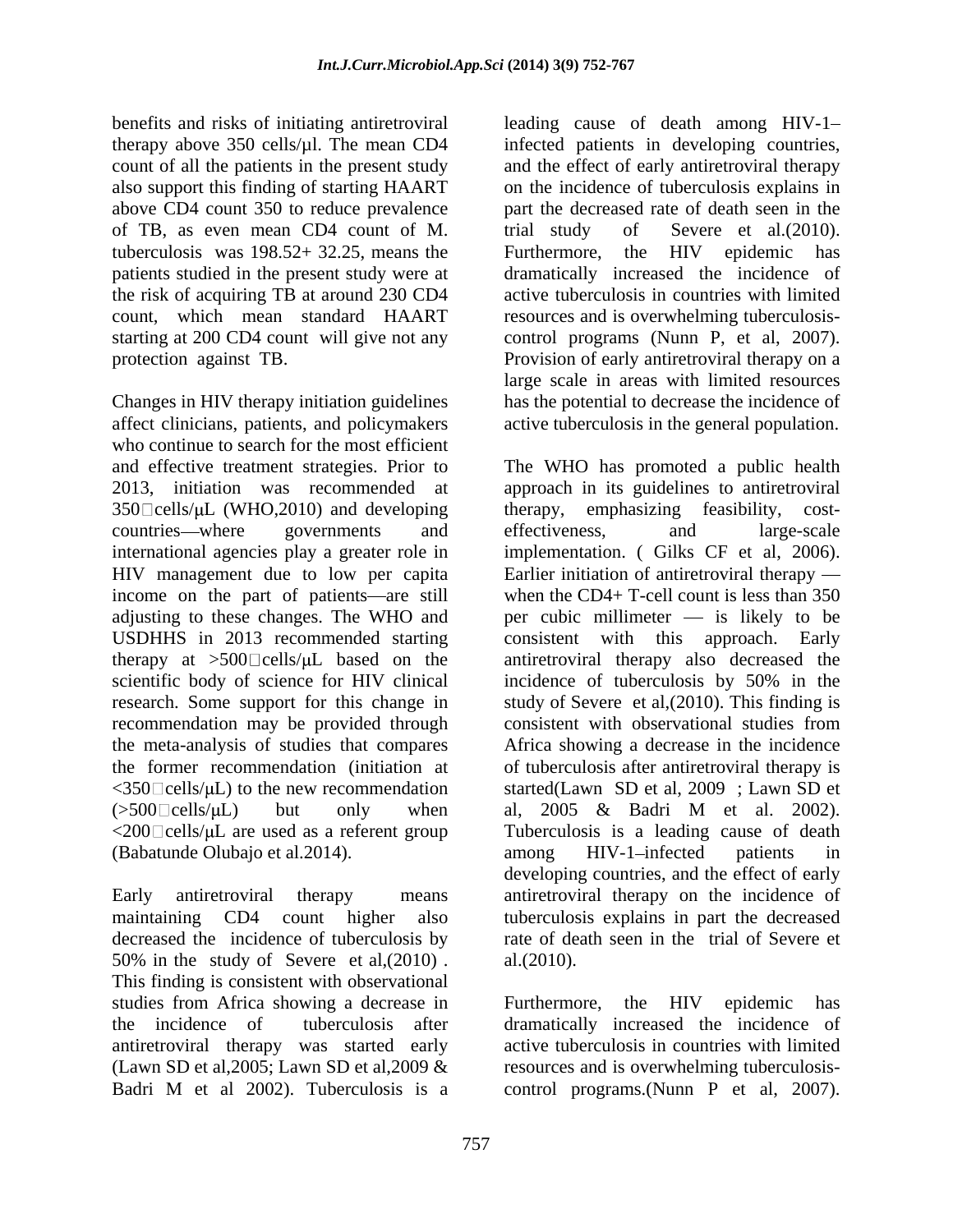benefits and risks of initiating antiretroviral therapy above 350 cells/µl. The mean CD4 count of all the patients in the present study also support this finding of starting HAART above CD4 count 350 to reduce prevalence of TB, as even mean CD4 count of M. tuberculosis was 198.52+ 32.25, means the patients studied in the present study were at the risk of acquiring TB at around 230 CD4 count, which mean standard HAART starting at 200 CD4 count will give not any protection against TB.

Changes in HIV therapy initiation guidelines affect clinicians, patients, and policymakers who continue to search for the most efficient and effective treatment strategies. Prior to 2013, initiation was recommended at 350□cells/µL (WHO,2010) and developing countries—where governments and international agencies play a greater role in HIV management due to low per capita income on the part of patients—are still adjusting to these changes. The WHO and USDHHS in 2013 recommended starting therapy at >500□cells/µL based on the scientific body of science for HIV clinical research. Some support for this change in recommendation may be provided through the meta-analysis of studies that compares the former recommendation (initiation at <350□cells/µL) to the new recommendation (>500□cells/µL) but only when <200□cells/µL are used as a referent group (Babatunde Olubajo et al.2014).

Early antiretroviral therapy means maintaining CD4 count higher also decreased the incidence of tuberculosis by 50% in the study of Severe et al,(2010) . This finding is consistent with observational studies from Africa showing a decrease in the incidence of tuberculosis after antiretroviral therapy was started early (Lawn SD et al,2005; Lawn SD et al,2009 & Badri M et al 2002). Tuberculosis is a leading cause of death among HIV-1–infected patients in developing countries, and the effect of early antiretroviral therapy on the incidence of tuberculosis explains in part the decreased rate of death seen in the trial study of Severe et al.(2010). Furthermore, the HIV epidemic has dramatically increased the incidence of active tuberculosis in countries with limited resources and is overwhelming tuberculosis-control programs (Nunn P, et al, 2007). Provision of early antiretroviral therapy on a large scale in areas with limited resources has the potential to decrease the incidence of active tuberculosis in the general population.

The WHO has promoted a public health approach in its guidelines to antiretroviral therapy, emphasizing feasibility, cost-effectiveness, and large-scale implementation. ( Gilks CF et al, 2006). Earlier initiation of antiretroviral therapy — when the CD4+ T-cell count is less than 350 per cubic millimeter — is likely to be consistent with this approach. Early antiretroviral therapy also decreased the incidence of tuberculosis by 50% in the study of Severe et al,(2010). This finding is consistent with observational studies from Africa showing a decrease in the incidence of tuberculosis after antiretroviral therapy is started(Lawn SD et al, 2009 ; Lawn SD et al, 2005 & Badri M et al. 2002). Tuberculosis is a leading cause of death among HIV-1–infected patients in developing countries, and the effect of early antiretroviral therapy on the incidence of tuberculosis explains in part the decreased rate of death seen in the trial of Severe et al.(2010).

Furthermore, the HIV epidemic has dramatically increased the incidence of active tuberculosis in countries with limited resources and is overwhelming tuberculosis-control programs.(Nunn P et al, 2007).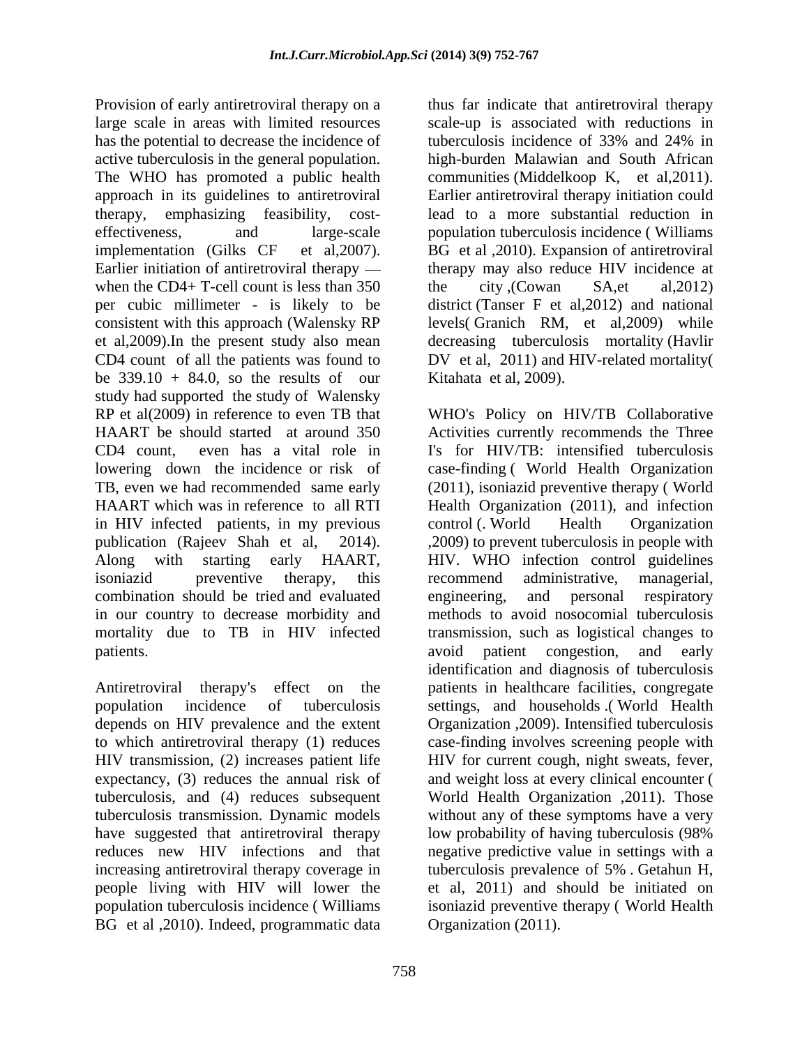Provision of early antiretroviral therapy on a large scale in areas with limited resources has the potential to decrease the incidence of active tuberculosis in the general population. The WHO has promoted a public health approach in its guidelines to antiretroviral therapy, emphasizing feasibility, cost-effectiveness, and large-scale implementation (Gilks CF et al,2007). Earlier initiation of antiretroviral therapy — when the CD4+ T-cell count is less than 350 per cubic millimeter - is likely to be consistent with this approach (Walensky RP et al,2009).In the present study also mean CD4 count of all the patients was found to be 339.10 + 84.0, so the results of our study had supported the study of Walensky RP et al(2009) in reference to even TB that HAART be should started at around 350 CD4 count, even has a vital role in lowering down the incidence or risk of TB, even we had recommended same early HAART which was in reference to all RTI in HIV infected patients, in my previous publication (Rajeev Shah et al, 2014). Along with starting early HAART, isoniazid preventive therapy, this combination should be tried and evaluated in our country to decrease morbidity and mortality due to TB in HIV infected patients.

Antiretroviral therapy's effect on the population incidence of tuberculosis depends on HIV prevalence and the extent to which antiretroviral therapy (1) reduces HIV transmission, (2) increases patient life expectancy, (3) reduces the annual risk of tuberculosis, and (4) reduces subsequent tuberculosis transmission. Dynamic models have suggested that antiretroviral therapy reduces new HIV infections and that increasing antiretroviral therapy coverage in people living with HIV will lower the population tuberculosis incidence ( Williams BG et al ,2010). Indeed, programmatic data thus far indicate that antiretroviral therapy scale-up is associated with reductions in tuberculosis incidence of 33% and 24% in high-burden Malawian and South African communities (Middelkoop K, et al,2011). Earlier antiretroviral therapy initiation could lead to a more substantial reduction in population tuberculosis incidence ( Williams BG et al ,2010). Expansion of antiretroviral therapy may also reduce HIV incidence at the city ,(Cowan SA,et al,2012) district (Tanser F et al,2012) and national levels( Granich RM, et al,2009) while decreasing tuberculosis mortality (Havlir DV et al, 2011) and HIV-related mortality( Kitahata et al, 2009).

WHO's Policy on HIV/TB Collaborative Activities currently recommends the Three I's for HIV/TB: intensified tuberculosis case-finding ( World Health Organization (2011), isoniazid preventive therapy ( World Health Organization (2011), and infection control (. World Health Organization ,2009) to prevent tuberculosis in people with HIV. WHO infection control guidelines recommend administrative, managerial, engineering, and personal respiratory methods to avoid nosocomial tuberculosis transmission, such as logistical changes to avoid patient congestion, and early identification and diagnosis of tuberculosis patients in healthcare facilities, congregate settings, and households .( World Health Organization ,2009). Intensified tuberculosis case-finding involves screening people with HIV for current cough, night sweats, fever, and weight loss at every clinical encounter ( World Health Organization ,2011). Those without any of these symptoms have a very low probability of having tuberculosis (98% negative predictive value in settings with a tuberculosis prevalence of 5% . Getahun H, et al, 2011) and should be initiated on isoniazid preventive therapy ( World Health Organization (2011).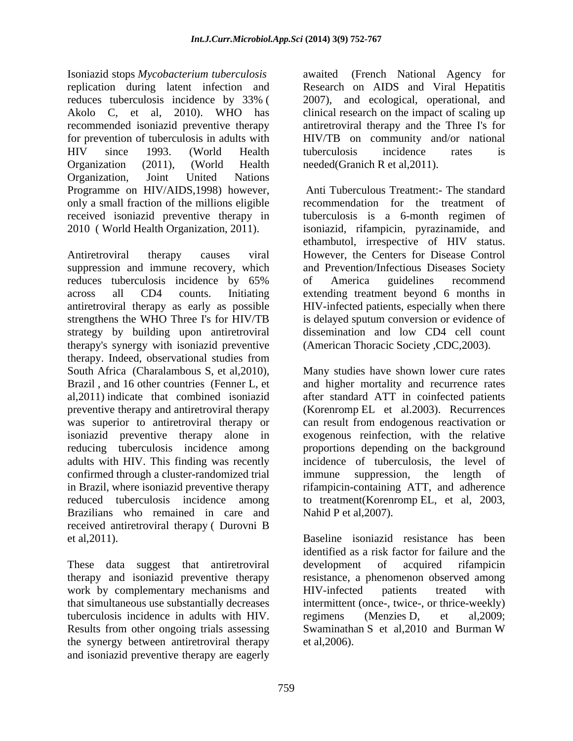Isoniazid stops *Mycobacterium tuberculosis* replication during latent infection and reduces tuberculosis incidence by 33% ( Akolo C, et al, 2010). WHO has recommended isoniazid preventive therapy for prevention of tuberculosis in adults with HIV since 1993. (World Health Organization (2011), (World Health Organization, Joint United Nations Programme on HIV/AIDS,1998) however, only a small fraction of the millions eligible received isoniazid preventive therapy in 2010 ( World Health Organization, 2011).

Antiretroviral therapy causes viral suppression and immune recovery, which reduces tuberculosis incidence by 65% across all CD4 counts. Initiating antiretroviral therapy as early as possible strengthens the WHO Three I's for HIV/TB strategy by building upon antiretroviral therapy's synergy with isoniazid preventive therapy. Indeed, observational studies from South Africa (Charalambous S, et al,2010), Brazil , and 16 other countries (Fenner L, et al,2011) indicate that combined isoniazid preventive therapy and antiretroviral therapy was superior to antiretroviral therapy or isoniazid preventive therapy alone in reducing tuberculosis incidence among adults with HIV. This finding was recently confirmed through a cluster-randomized trial in Brazil, where isoniazid preventive therapy reduced tuberculosis incidence among Brazilians who remained in care and received antiretroviral therapy ( Durovni B et al,2011).

These data suggest that antiretroviral therapy and isoniazid preventive therapy work by complementary mechanisms and that simultaneous use substantially decreases tuberculosis incidence in adults with HIV. Results from other ongoing trials assessing the synergy between antiretroviral therapy and isoniazid preventive therapy are eagerly awaited (French National Agency for Research on AIDS and Viral Hepatitis 2007), and ecological, operational, and clinical research on the impact of scaling up antiretroviral therapy and the Three I's for HIV/TB on community and/or national tuberculosis incidence rates is needed(Granich R et al,2011).

Anti Tuberculous Treatment:- The standard recommendation for the treatment of tuberculosis is a 6-month regimen of isoniazid, rifampicin, pyrazinamide, and ethambutol, irrespective of HIV status. However, the Centers for Disease Control and Prevention/Infectious Diseases Society of America guidelines recommend extending treatment beyond 6 months in HIV-infected patients, especially when there is delayed sputum conversion or evidence of dissemination and low CD4 cell count (American Thoracic Society ,CDC,2003).

Many studies have shown lower cure rates and higher mortality and recurrence rates after standard ATT in coinfected patients (Korenromp EL et al.2003). Recurrences can result from endogenous reactivation or exogenous reinfection, with the relative proportions depending on the background incidence of tuberculosis, the level of immune suppression, the length of rifampicin-containing ATT, and adherence to treatment(Korenromp EL, et al, 2003, Nahid P et al,2007).

Baseline isoniazid resistance has been identified as a risk factor for failure and the development of acquired rifampicin resistance, a phenomenon observed among HIV-infected patients treated with intermittent (once-, twice-, or thrice-weekly) regimens (Menzies D, et al,2009; Swaminathan S et al,2010 and Burman W et al,2006).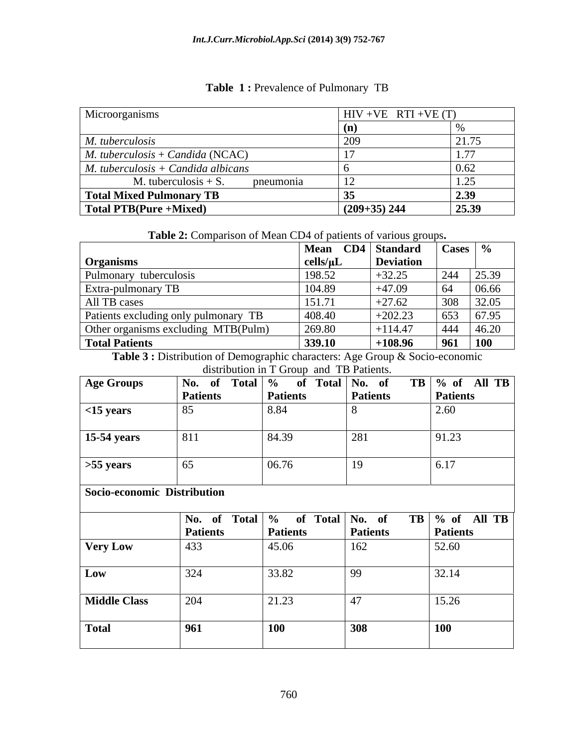**Table 1 :** Prevalence of Pulmonary TB

| Microorganisms | HIV +VE RTI +VE (T) | |
|---|---|---|
| | **(n)** | % |
| *M. tuberculosis* | 209 | 21.75 |
| *M. tuberculosis* + *Candida* (NCAC) | 17 | 1.77 |
| *M. tuberculosis* + *Candida albicans* | 6 | 0.62 |
| M. tuberculosis + S. pneumonia | 12 | 1.25 |
| **Total Mixed Pulmonary TB** | **35** | **2.39** |
| **Total PTB(Pure +Mixed)** | **(209+35) 244** | **25.39** |

**Table 2:** Comparison of Mean CD4 of patients of various groups**.**

| **Organisms** | **Mean CD4 cells/µL** | **Standard Deviation** | **Cases** | **%** |
|---|---|---|---|---|
| Pulmonary tuberculosis | 198.52 | +32.25 | 244 | 25.39 |
| Extra-pulmonary TB | 104.89 | +47.09 | 64 | 06.66 |
| All TB cases | 151.71 | +27.62 | 308 | 32.05 |
| Patients excluding only pulmonary TB | 408.40 | +202.23 | 653 | 67.95 |
| Other organisms excluding MTB(Pulm) | 269.80 | +114.47 | 444 | 46.20 |
| **Total Patients** | **339.10** | **+108.96** | **961** | **100** |

**Table 3 :** Distribution of Demographic characters: Age Group & Socio-economic distribution in T Group and TB Patients.

| **Age Groups** | **No. of Total Patients** | **% of Total Patients** | **No. of TB Patients** | **% of All TB Patients** |
|---|---|---|---|---|
| **<15 years** | 85 | 8.84 | 8 | 2.60 |
| **15-54 years** | 811 | 84.39 | 281 | 91.23 |
| **>55 years** | 65 | 06.76 | 19 | 6.17 |
| **Socio-economic Distribution** | | | | |
| | **No. of Total Patients** | **% of Total Patients** | **No. of TB Patients** | **% of All TB Patients** |
| **Very Low** | 433 | 45.06 | 162 | 52.60 |
| **Low** | 324 | 33.82 | 99 | 32.14 |
| **Middle Class** | 204 | 21.23 | 47 | 15.26 |
| **Total** | **961** | **100** | **308** | **100** |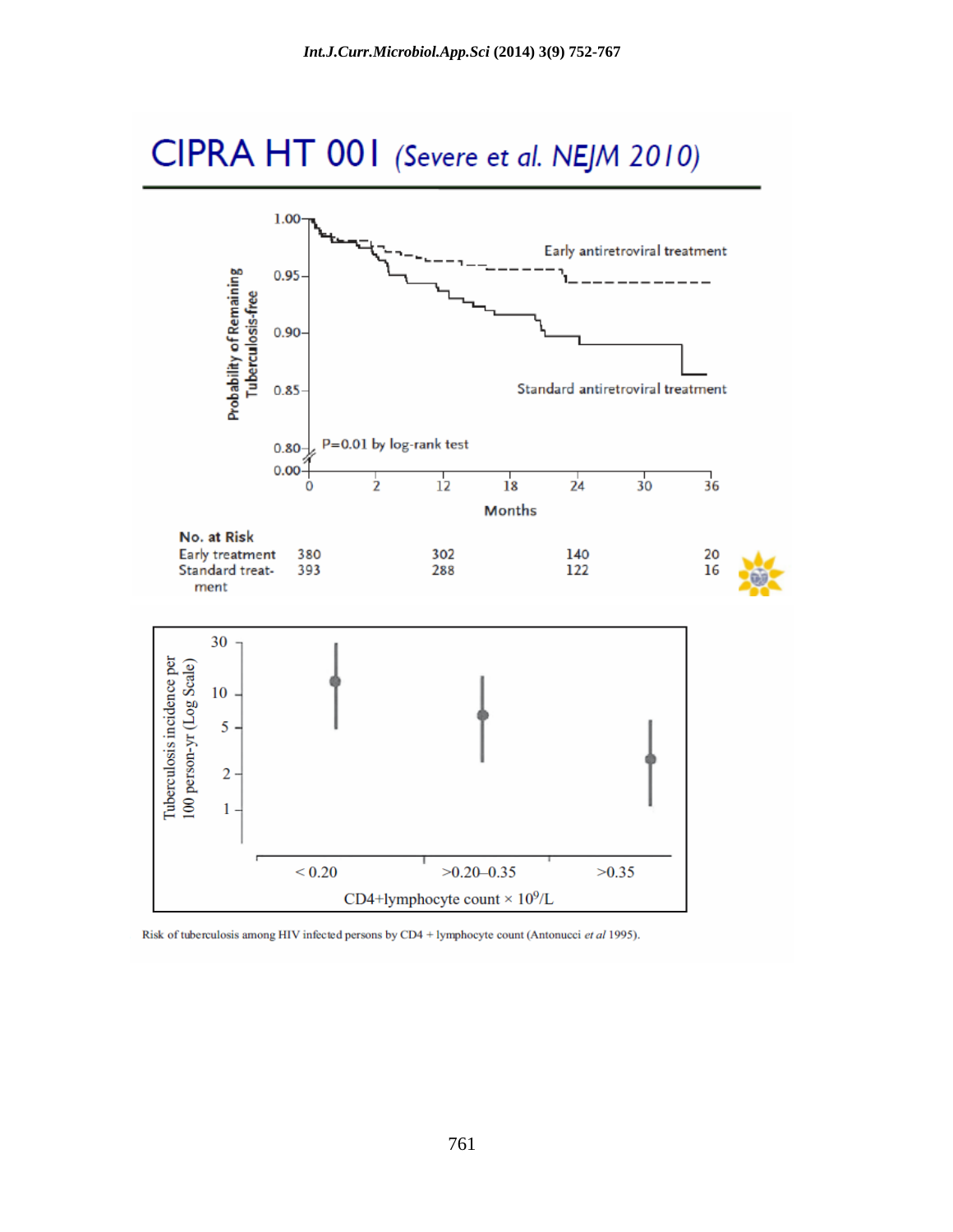# CIPRA HT 001 *(Severe et al. NEJM 2010)*

Probability of Remaining Tuberculosis-free

Early antiretroviral treatment

Standard antiretroviral treatment

P=0.01 by log-rank test

Months

| No. at Risk | 0 | 12 | 24 | 36 |
|---|---|---|---|---|
| Early treatment | 380 | 302 | 140 | 20 |
| Standard treatment | 393 | 288 | 122 | 16 |

Tuberculosis incidence per 100 person-yr (Log Scale)

CD4+lymphocyte count × $10^9$/L

Risk of tuberculosis among HIV infected persons by CD4 + lymphocyte count (Antonucci *et al* 1995).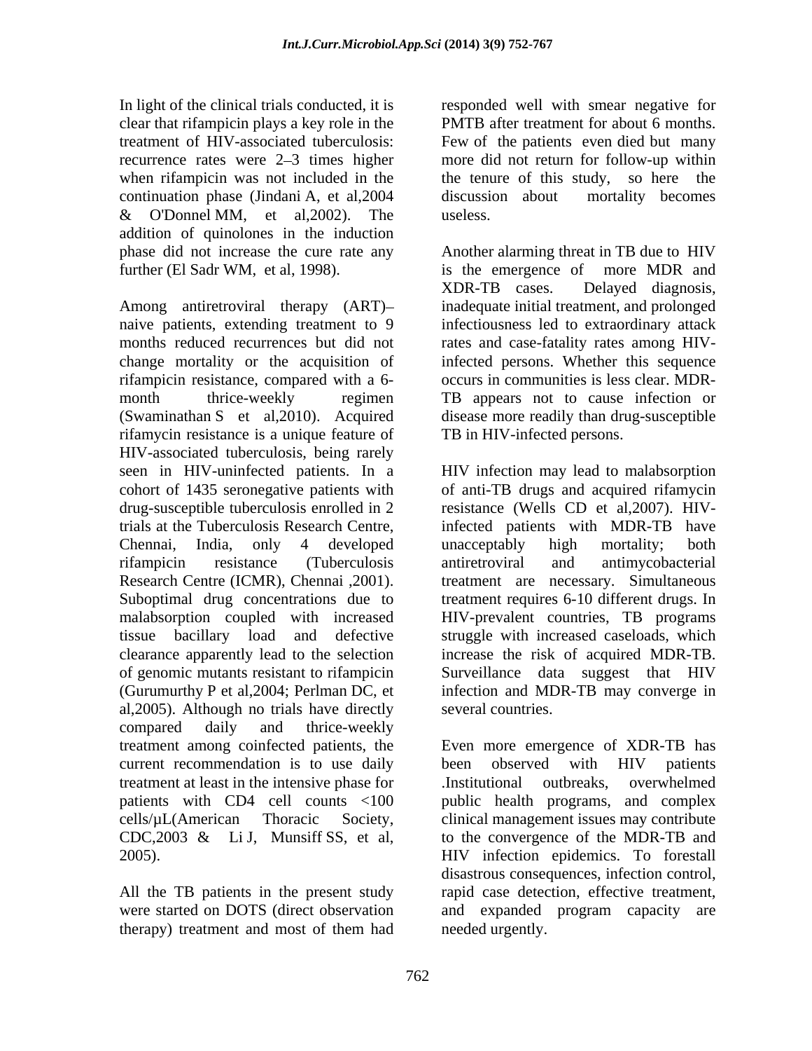In light of the clinical trials conducted, it is clear that rifampicin plays a key role in the treatment of HIV-associated tuberculosis: recurrence rates were 2–3 times higher when rifampicin was not included in the continuation phase (Jindani A, et al,2004 & O'Donnel MM, et al,2002). The addition of quinolones in the induction phase did not increase the cure rate any further (El Sadr WM, et al, 1998).

Among antiretroviral therapy (ART)–naive patients, extending treatment to 9 months reduced recurrences but did not change mortality or the acquisition of rifampicin resistance, compared with a 6-month thrice-weekly regimen (Swaminathan S et al,2010). Acquired rifamycin resistance is a unique feature of HIV-associated tuberculosis, being rarely seen in HIV-uninfected patients. In a cohort of 1435 seronegative patients with drug-susceptible tuberculosis enrolled in 2 trials at the Tuberculosis Research Centre, Chennai, India, only 4 developed rifampicin resistance (Tuberculosis Research Centre (ICMR), Chennai ,2001). Suboptimal drug concentrations due to malabsorption coupled with increased tissue bacillary load and defective clearance apparently lead to the selection of genomic mutants resistant to rifampicin (Gurumurthy P et al,2004; Perlman DC, et al,2005). Although no trials have directly compared daily and thrice-weekly treatment among coinfected patients, the current recommendation is to use daily treatment at least in the intensive phase for patients with CD4 cell counts <100 cells/μL(American Thoracic Society, CDC,2003 & Li J, Munsiff SS, et al, 2005).

All the TB patients in the present study were started on DOTS (direct observation therapy) treatment and most of them had responded well with smear negative for PMTB after treatment for about 6 months. Few of the patients even died but many more did not return for follow-up within the tenure of this study, so here the discussion about mortality becomes useless.

Another alarming threat in TB due to HIV is the emergence of more MDR and XDR-TB cases. Delayed diagnosis, inadequate initial treatment, and prolonged infectiousness led to extraordinary attack rates and case-fatality rates among HIV-infected persons. Whether this sequence occurs in communities is less clear. MDR-TB appears not to cause infection or disease more readily than drug-susceptible TB in HIV-infected persons.

HIV infection may lead to malabsorption of anti-TB drugs and acquired rifamycin resistance (Wells CD et al,2007). HIV-infected patients with MDR-TB have unacceptably high mortality; both antiretroviral and antimycobacterial treatment are necessary. Simultaneous treatment requires 6-10 different drugs. In HIV-prevalent countries, TB programs struggle with increased caseloads, which increase the risk of acquired MDR-TB. Surveillance data suggest that HIV infection and MDR-TB may converge in several countries.

Even more emergence of XDR-TB has been observed with HIV patients .Institutional outbreaks, overwhelmed public health programs, and complex clinical management issues may contribute to the convergence of the MDR-TB and HIV infection epidemics. To forestall disastrous consequences, infection control, rapid case detection, effective treatment, and expanded program capacity are needed urgently.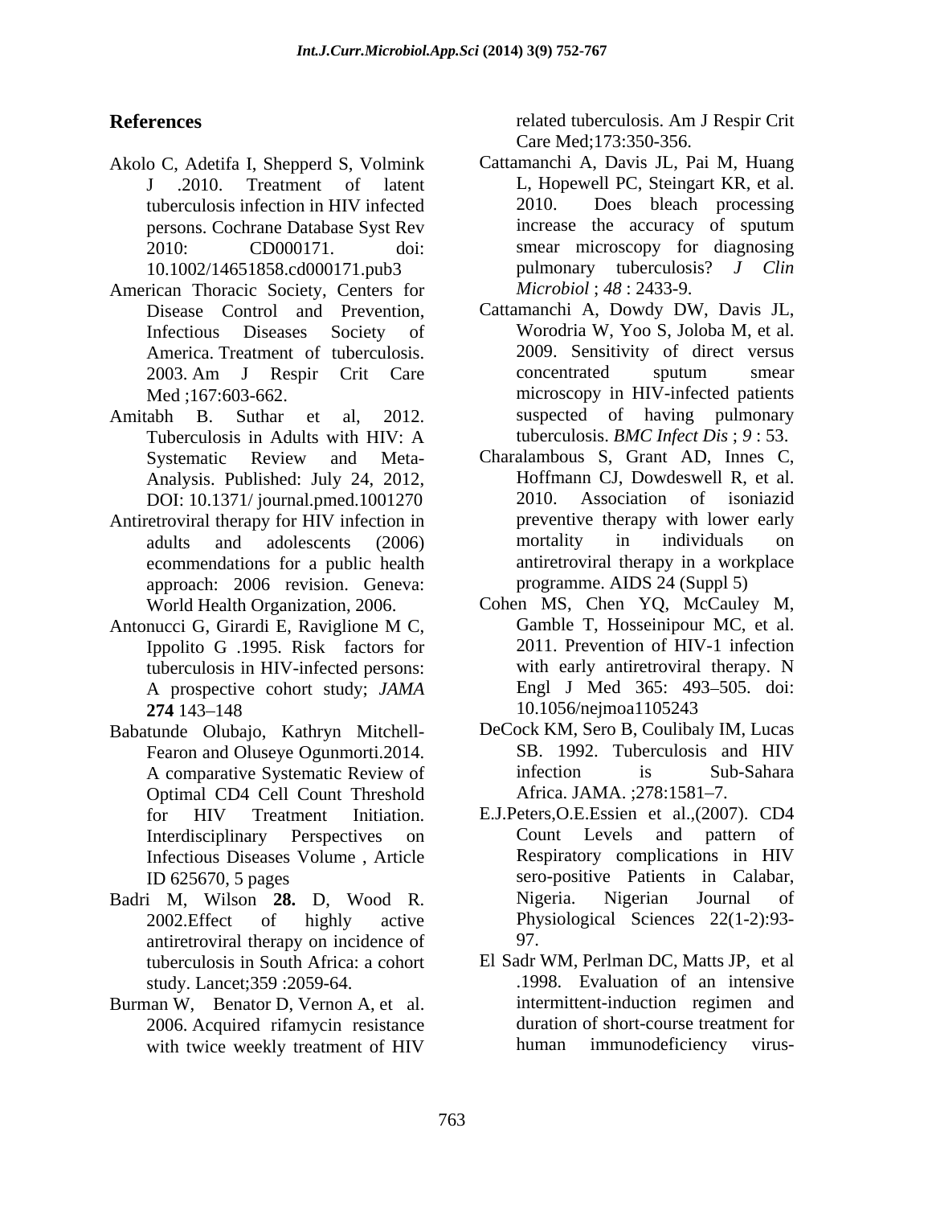## References

Akolo C, Adetifa I, Shepperd S, Volmink J .2010. Treatment of latent tuberculosis infection in HIV infected persons. Cochrane Database Syst Rev 2010: CD000171. doi: 10.1002/14651858.cd000171.pub3

American Thoracic Society, Centers for Disease Control and Prevention, Infectious Diseases Society of America. Treatment of tuberculosis. 2003. Am J Respir Crit Care Med ;167:603-662.

Amitabh B. Suthar et al, 2012. Tuberculosis in Adults with HIV: A Systematic Review and Meta-Analysis. Published: July 24, 2012, DOI: 10.1371/ journal.pmed.1001270

Antiretroviral therapy for HIV infection in adults and adolescents (2006) ecommendations for a public health approach: 2006 revision. Geneva: World Health Organization, 2006.

Antonucci G, Girardi E, Raviglione M C, Ippolito G .1995. Risk factors for tuberculosis in HIV-infected persons: A prospective cohort study; *JAMA* **274** 143–148

Babatunde Olubajo, Kathryn Mitchell-Fearon and Oluseye Ogunmorti.2014. A comparative Systematic Review of Optimal CD4 Cell Count Threshold for HIV Treatment Initiation. Interdisciplinary Perspectives on Infectious Diseases Volume , Article ID 625670, 5 pages

Badri M, Wilson **28.** D, Wood R. 2002.Effect of highly active antiretroviral therapy on incidence of tuberculosis in South Africa: a cohort study. Lancet;359 :2059-64.

Burman W, Benator D, Vernon A, et al. 2006. Acquired rifamycin resistance with twice weekly treatment of HIV related tuberculosis. Am J Respir Crit Care Med;173:350-356.

Cattamanchi A, Davis JL, Pai M, Huang L, Hopewell PC, Steingart KR, et al. 2010. Does bleach processing increase the accuracy of sputum smear microscopy for diagnosing pulmonary tuberculosis? *J Clin Microbiol* ; *48* : 2433-9.

Cattamanchi A, Dowdy DW, Davis JL, Worodria W, Yoo S, Joloba M, et al. 2009. Sensitivity of direct versus concentrated sputum smear microscopy in HIV-infected patients suspected of having pulmonary tuberculosis. *BMC Infect Dis* ; *9* : 53.

Charalambous S, Grant AD, Innes C, Hoffmann CJ, Dowdeswell R, et al. 2010. Association of isoniazid preventive therapy with lower early mortality in individuals on antiretroviral therapy in a workplace programme. AIDS 24 (Suppl 5)

Cohen MS, Chen YQ, McCauley M, Gamble T, Hosseinipour MC, et al. 2011. Prevention of HIV-1 infection with early antiretroviral therapy. N Engl J Med 365: 493–505. doi: 10.1056/nejmoa1105243

DeCock KM, Sero B, Coulibaly IM, Lucas SB. 1992. Tuberculosis and HIV infection is Sub-Sahara Africa. JAMA. ;278:1581–7.

E.J.Peters,O.E.Essien et al.,(2007). CD4 Count Levels and pattern of Respiratory complications in HIV sero-positive Patients in Calabar, Nigeria. Nigerian Journal of Physiological Sciences 22(1-2):93-97.

El Sadr WM, Perlman DC, Matts JP, et al .1998. Evaluation of an intensive intermittent-induction regimen and duration of short-course treatment for human immunodeficiency virus-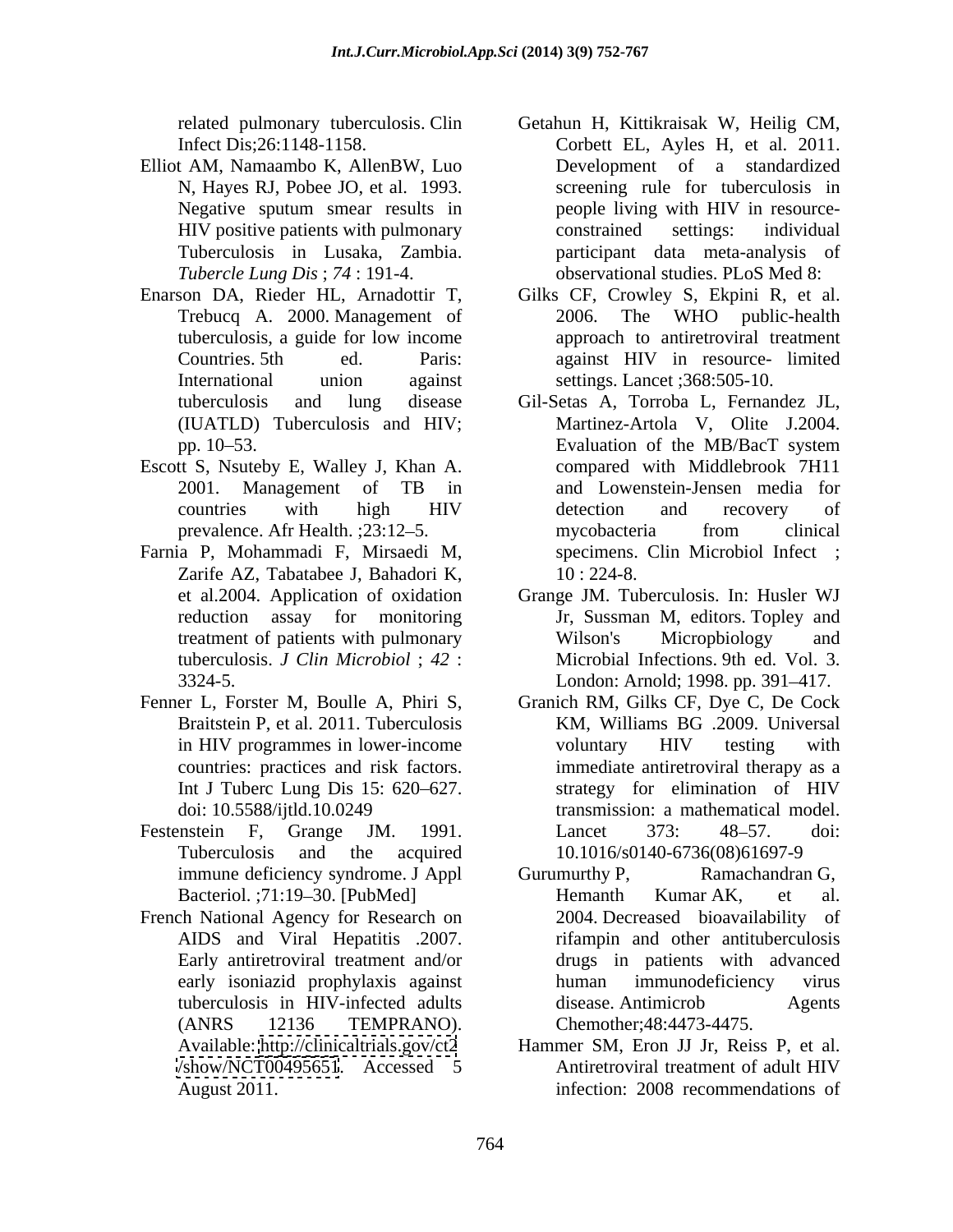related pulmonary tuberculosis. Clin Infect Dis;26:1148-1158.

Elliot AM, Namaambo K, AllenBW, Luo N, Hayes RJ, Pobee JO, et al. 1993. Negative sputum smear results in HIV positive patients with pulmonary Tuberculosis in Lusaka, Zambia. *Tubercle Lung Dis* ; *74* : 191-4.

Enarson DA, Rieder HL, Arnadottir T, Trebucq A. 2000. Management of tuberculosis, a guide for low income Countries. 5th ed. Paris: International union against tuberculosis and lung disease (IUATLD) Tuberculosis and HIV; pp. 10–53.

Escott S, Nsuteby E, Walley J, Khan A. 2001. Management of TB in countries with high HIV prevalence. Afr Health. ;23:12–5.

Farnia P, Mohammadi F, Mirsaedi M, Zarife AZ, Tabatabee J, Bahadori K, et al.2004. Application of oxidation reduction assay for monitoring treatment of patients with pulmonary tuberculosis. *J Clin Microbiol* ; *42* : 3324-5.

Fenner L, Forster M, Boulle A, Phiri S, Braitstein P, et al. 2011. Tuberculosis in HIV programmes in lower-income countries: practices and risk factors. Int J Tuberc Lung Dis 15: 620–627. doi: 10.5588/ijtld.10.0249

Festenstein F, Grange JM. 1991. Tuberculosis and the acquired immune deficiency syndrome. J Appl Bacteriol. ;71:19–30. [PubMed]

French National Agency for Research on AIDS and Viral Hepatitis .2007. Early antiretroviral treatment and/or early isoniazid prophylaxis against tuberculosis in HIV-infected adults (ANRS 12136 TEMPRANO). Available: http://clinicaltrials.gov/ct2/show/NCT00495651. Accessed 5 August 2011.

Getahun H, Kittikraisak W, Heilig CM, Corbett EL, Ayles H, et al. 2011. Development of a standardized screening rule for tuberculosis in people living with HIV in resource-constrained settings: individual participant data meta-analysis of observational studies. PLoS Med 8:

Gilks CF, Crowley S, Ekpini R, et al. 2006. The WHO public-health approach to antiretroviral treatment against HIV in resource- limited settings. Lancet ;368:505-10.

Gil-Setas A, Torroba L, Fernandez JL, Martinez-Artola V, Olite J.2004. Evaluation of the MB/BacT system compared with Middlebrook 7H11 and Lowenstein-Jensen media for detection and recovery of mycobacteria from clinical specimens. Clin Microbiol Infect ; 10 : 224-8.

Grange JM. Tuberculosis. In: Husler WJ Jr, Sussman M, editors. Topley and Wilson's Micropbiology and Microbial Infections. 9th ed. Vol. 3. London: Arnold; 1998. pp. 391–417.

Granich RM, Gilks CF, Dye C, De Cock KM, Williams BG .2009. Universal voluntary HIV testing with immediate antiretroviral therapy as a strategy for elimination of HIV transmission: a mathematical model. Lancet 373: 48–57. doi: 10.1016/s0140-6736(08)61697-9

Gurumurthy P, Ramachandran G, Hemanth Kumar AK, et al. 2004. Decreased bioavailability of rifampin and other antituberculosis drugs in patients with advanced human immunodeficiency virus disease. Antimicrob Agents Chemother;48:4473-4475.

Hammer SM, Eron JJ Jr, Reiss P, et al. Antiretroviral treatment of adult HIV infection: 2008 recommendations of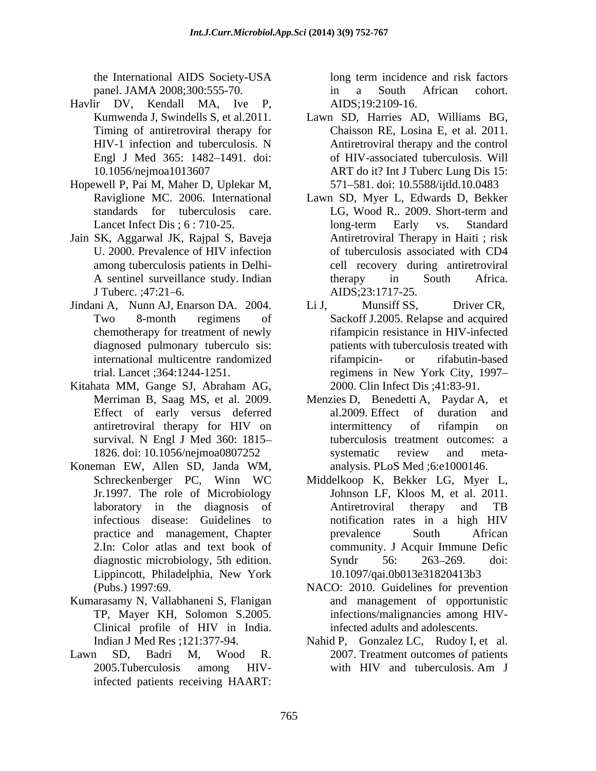the International AIDS Society-USA panel. JAMA 2008;300:555-70.

Havlir DV, Kendall MA, Ive P, Kumwenda J, Swindells S, et al.2011. Timing of antiretroviral therapy for HIV-1 infection and tuberculosis. N Engl J Med 365: 1482–1491. doi: 10.1056/nejmoa1013607

Hopewell P, Pai M, Maher D, Uplekar M, Raviglione MC. 2006. International standards for tuberculosis care. Lancet Infect Dis ; 6 : 710-25.

Jain SK, Aggarwal JK, Rajpal S, Baveja U. 2000. Prevalence of HIV infection among tuberculosis patients in Delhi- A sentinel surveillance study. Indian J Tuberc. ;47:21–6.

Jindani A, Nunn AJ, Enarson DA. 2004. Two 8-month regimens of chemotherapy for treatment of newly diagnosed pulmonary tuberculo sis: international multicentre randomized trial. Lancet ;364:1244-1251.

Kitahata MM, Gange SJ, Abraham AG, Merriman B, Saag MS, et al. 2009. Effect of early versus deferred antiretroviral therapy for HIV on survival. N Engl J Med 360: 1815–1826. doi: 10.1056/nejmoa0807252

Koneman EW, Allen SD, Janda WM, Schreckenberger PC, Winn WC Jr.1997. The role of Microbiology laboratory in the diagnosis of infectious disease: Guidelines to practice and management, Chapter 2.In: Color atlas and text book of diagnostic microbiology, 5th edition. Lippincott, Philadelphia, New York (Pubs.) 1997:69.

Kumarasamy N, Vallabhaneni S, Flanigan TP, Mayer KH, Solomon S.2005. Clinical profile of HIV in India. Indian J Med Res ;121:377-94.

Lawn SD, Badri M, Wood R. 2005.Tuberculosis among HIV-infected patients receiving HAART: long term incidence and risk factors in a South African cohort. AIDS;19:2109-16.

Lawn SD, Harries AD, Williams BG, Chaisson RE, Losina E, et al. 2011. Antiretroviral therapy and the control of HIV-associated tuberculosis. Will ART do it? Int J Tuberc Lung Dis 15: 571–581. doi: 10.5588/ijtld.10.0483

Lawn SD, Myer L, Edwards D, Bekker LG, Wood R.. 2009. Short-term and long-term Early vs. Standard Antiretroviral Therapy in Haiti ; risk of tuberculosis associated with CD4 cell recovery during antiretroviral therapy in South Africa. AIDS;23:1717-25.

Li J, Munsiff SS, Driver CR, Sackoff J.2005. Relapse and acquired rifampicin resistance in HIV-infected patients with tuberculosis treated with rifampicin- or rifabutin-based regimens in New York City, 1997–2000. Clin Infect Dis ;41:83-91.

Menzies D, Benedetti A, Paydar A, et al.2009. Effect of duration and intermittency of rifampin on tuberculosis treatment outcomes: a systematic review and meta-analysis. PLoS Med ;6:e1000146.

Middelkoop K, Bekker LG, Myer L, Johnson LF, Kloos M, et al. 2011. Antiretroviral therapy and TB notification rates in a high HIV prevalence South African community. J Acquir Immune Defic Syndr 56: 263–269. doi: 10.1097/qai.0b013e31820413b3

NACO: 2010. Guidelines for prevention and management of opportunistic infections/malignancies among HIV-infected adults and adolescents.

Nahid P, Gonzalez LC, Rudoy I, et al. 2007. Treatment outcomes of patients with HIV and tuberculosis. Am J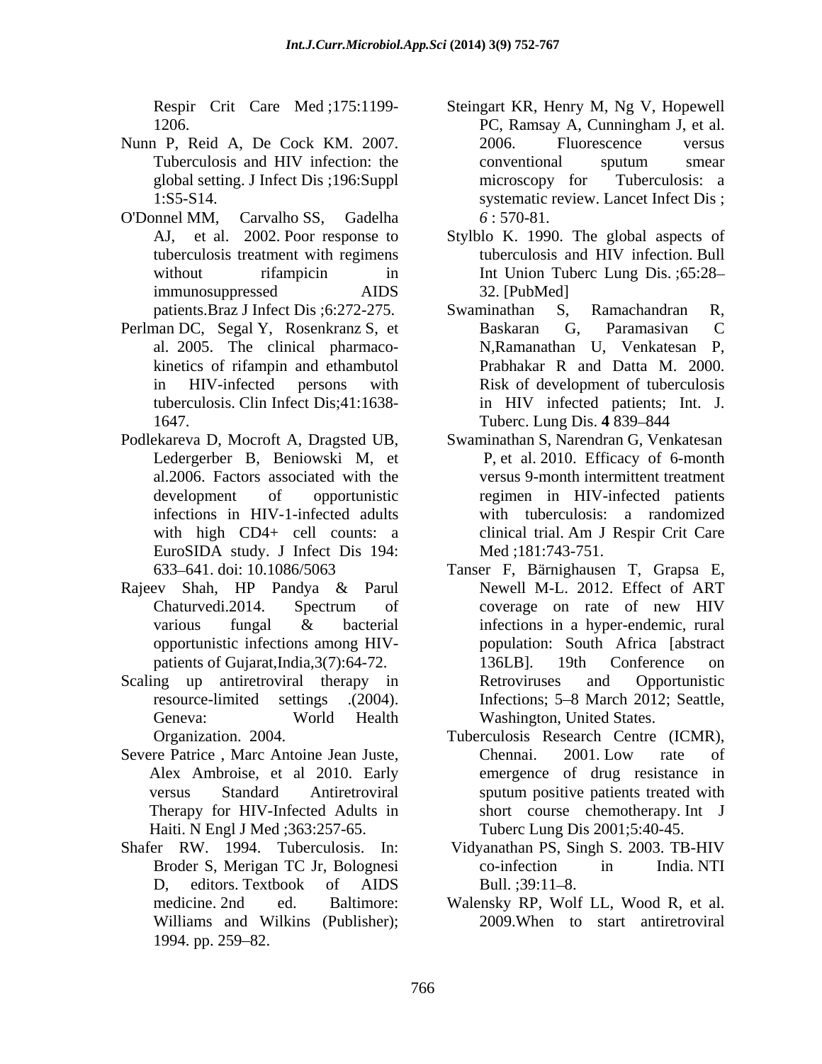Respir Crit Care Med ;175:1199-1206.

Nunn P, Reid A, De Cock KM. 2007. Tuberculosis and HIV infection: the global setting. J Infect Dis ;196:Suppl 1:S5-S14.

O'Donnel MM, Carvalho SS, Gadelha AJ, et al. 2002. Poor response to tuberculosis treatment with regimens without rifampicin in immunosuppressed AIDS patients.Braz J Infect Dis ;6:272-275.

Perlman DC, Segal Y, Rosenkranz S, et al. 2005. The clinical pharmacokinetics of rifampin and ethambutol in HIV-infected persons with tuberculosis. Clin Infect Dis;41:1638-1647.

Podlekareva D, Mocroft A, Dragsted UB, Ledergerber B, Beniowski M, et al.2006. Factors associated with the development of opportunistic infections in HIV-1-infected adults with high CD4+ cell counts: a EuroSIDA study. J Infect Dis 194: 633–641. doi: 10.1086/5063

Rajeev Shah, HP Pandya & Parul Chaturvedi.2014. Spectrum of various fungal & bacterial opportunistic infections among HIV-patients of Gujarat,India,3(7):64-72.

Scaling up antiretroviral therapy in resource-limited settings .(2004). Geneva: World Health Organization. 2004.

Severe Patrice , Marc Antoine Jean Juste, Alex Ambroise, et al 2010. Early versus Standard Antiretroviral Therapy for HIV-Infected Adults in Haiti. N Engl J Med ;363:257-65.

Shafer RW. 1994. Tuberculosis. In: Broder S, Merigan TC Jr, Bolognesi D, editors. Textbook of AIDS medicine. 2nd ed. Baltimore: Williams and Wilkins (Publisher); 1994. pp. 259–82.

Steingart KR, Henry M, Ng V, Hopewell PC, Ramsay A, Cunningham J, et al. 2006. Fluorescence versus conventional sputum smear microscopy for Tuberculosis: a systematic review. Lancet Infect Dis ; *6* : 570-81.

Stylblo K. 1990. The global aspects of tuberculosis and HIV infection. Bull Int Union Tuberc Lung Dis. ;65:28–32. [PubMed]

Swaminathan S, Ramachandran R, Baskaran G, Paramasivan C N,Ramanathan U, Venkatesan P, Prabhakar R and Datta M. 2000. Risk of development of tuberculosis in HIV infected patients; Int. J. Tuberc. Lung Dis. **4** 839–844

Swaminathan S, Narendran G, Venkatesan P, et al. 2010. Efficacy of 6-month versus 9-month intermittent treatment regimen in HIV-infected patients with tuberculosis: a randomized clinical trial. Am J Respir Crit Care Med ;181:743-751.

Tanser F, Bärnighausen T, Grapsa E, Newell M-L. 2012. Effect of ART coverage on rate of new HIV infections in a hyper-endemic, rural population: South Africa [abstract 136LB]. 19th Conference on Retroviruses and Opportunistic Infections; 5–8 March 2012; Seattle, Washington, United States.

Tuberculosis Research Centre (ICMR), Chennai. 2001. Low rate of emergence of drug resistance in sputum positive patients treated with short course chemotherapy. Int J Tuberc Lung Dis 2001;5:40-45.

Vidyanathan PS, Singh S. 2003. TB-HIV co-infection in India. NTI Bull. ;39:11–8.

Walensky RP, Wolf LL, Wood R, et al. 2009.When to start antiretroviral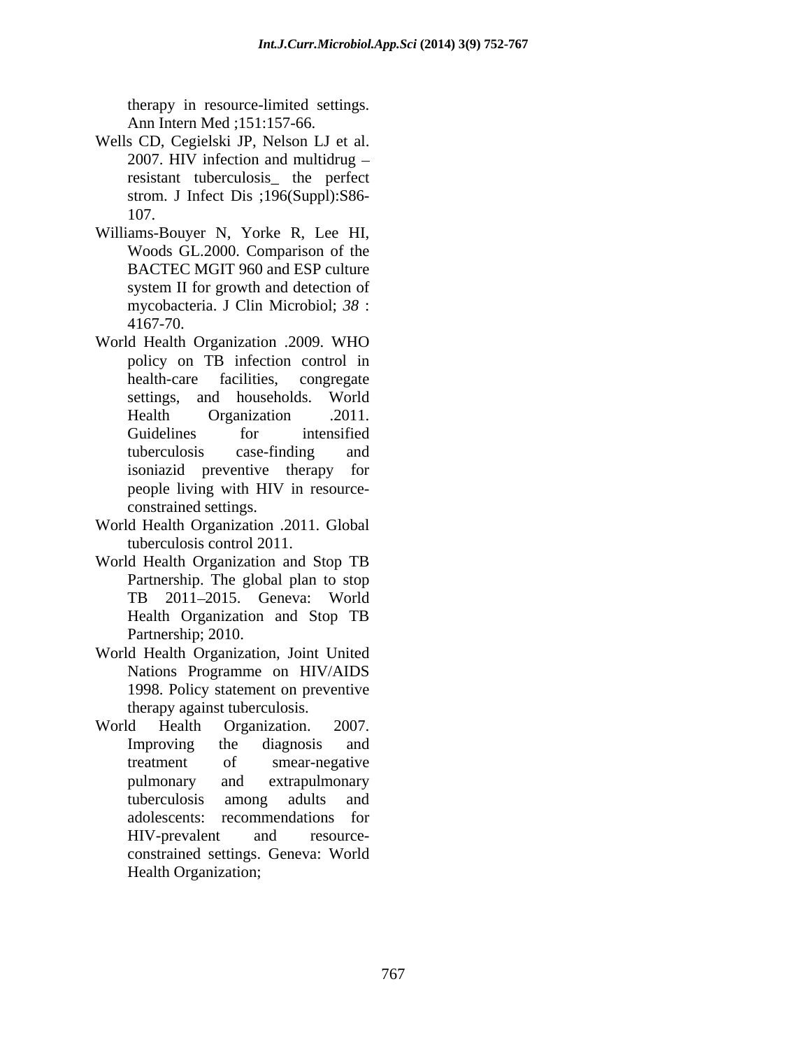therapy in resource-limited settings. Ann Intern Med ;151:157-66.

Wells CD, Cegielski JP, Nelson LJ et al. 2007. HIV infection and multidrug – resistant tuberculosis_ the perfect strom. J Infect Dis ;196(Suppl):S86-107.

Williams-Bouyer N, Yorke R, Lee HI, Woods GL.2000. Comparison of the BACTEC MGIT 960 and ESP culture system II for growth and detection of mycobacteria. J Clin Microbiol; *38* : 4167-70.

World Health Organization .2009. WHO policy on TB infection control in health-care facilities, congregate settings, and households. World Health Organization .2011. Guidelines for intensified tuberculosis case-finding and isoniazid preventive therapy for people living with HIV in resource-constrained settings.

World Health Organization .2011. Global tuberculosis control 2011.

World Health Organization and Stop TB Partnership. The global plan to stop TB 2011–2015. Geneva: World Health Organization and Stop TB Partnership; 2010.

World Health Organization, Joint United Nations Programme on HIV/AIDS 1998. Policy statement on preventive therapy against tuberculosis.

World Health Organization. 2007. Improving the diagnosis and treatment of smear-negative pulmonary and extrapulmonary tuberculosis among adults and adolescents: recommendations for HIV-prevalent and resource-constrained settings. Geneva: World Health Organization;